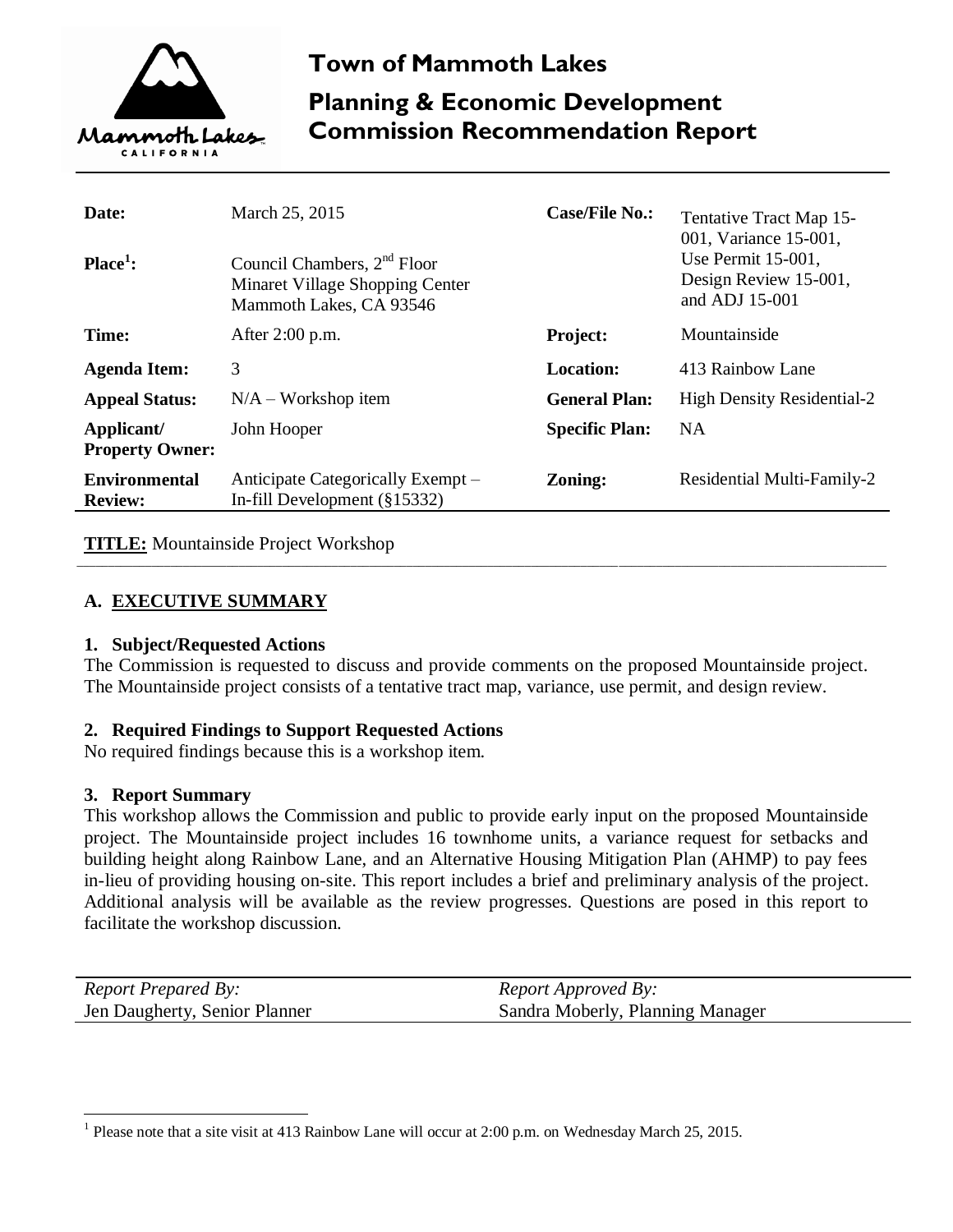# Town of Mammoth Lakes

## Planning & Economic Development Commission Recommendation Report

| | | | |
|---|---|---|---|
| **Date:** | March 25, 2015 | **Case/File No.:** | Tentative Tract Map 15-001, Variance 15-001, Use Permit 15-001, Design Review 15-001, and ADJ 15-001 |
| **Place[1]:** | Council Chambers, 2nd Floor Minaret Village Shopping Center Mammoth Lakes, CA 93546 | | |
| **Time:** | After 2:00 p.m. | **Project:** | Mountainside |
| **Agenda Item:** | 3 | **Location:** | 413 Rainbow Lane |
| **Appeal Status:** | N/A – Workshop item | **General Plan:** | High Density Residential-2 |
| **Applicant/ Property Owner:** | John Hooper | **Specific Plan:** | NA |
| **Environmental Review:** | Anticipate Categorically Exempt – In-fill Development (§15332) | **Zoning:** | Residential Multi-Family-2 |

**TITLE:** Mountainside Project Workshop

## A. EXECUTIVE SUMMARY

### 1. Subject/Requested Actions

The Commission is requested to discuss and provide comments on the proposed Mountainside project. The Mountainside project consists of a tentative tract map, variance, use permit, and design review.

### 2. Required Findings to Support Requested Actions

No required findings because this is a workshop item.

### 3. Report Summary

This workshop allows the Commission and public to provide early input on the proposed Mountainside project. The Mountainside project includes 16 townhome units, a variance request for setbacks and building height along Rainbow Lane, and an Alternative Housing Mitigation Plan (AHMP) to pay fees in-lieu of providing housing on-site. This report includes a brief and preliminary analysis of the project. Additional analysis will be available as the review progresses. Questions are posed in this report to facilitate the workshop discussion.

| *Report Prepared By:* | *Report Approved By:* |
|---|---|
| Jen Daugherty, Senior Planner | Sandra Moberly, Planning Manager |

[1] Please note that a site visit at 413 Rainbow Lane will occur at 2:00 p.m. on Wednesday March 25, 2015.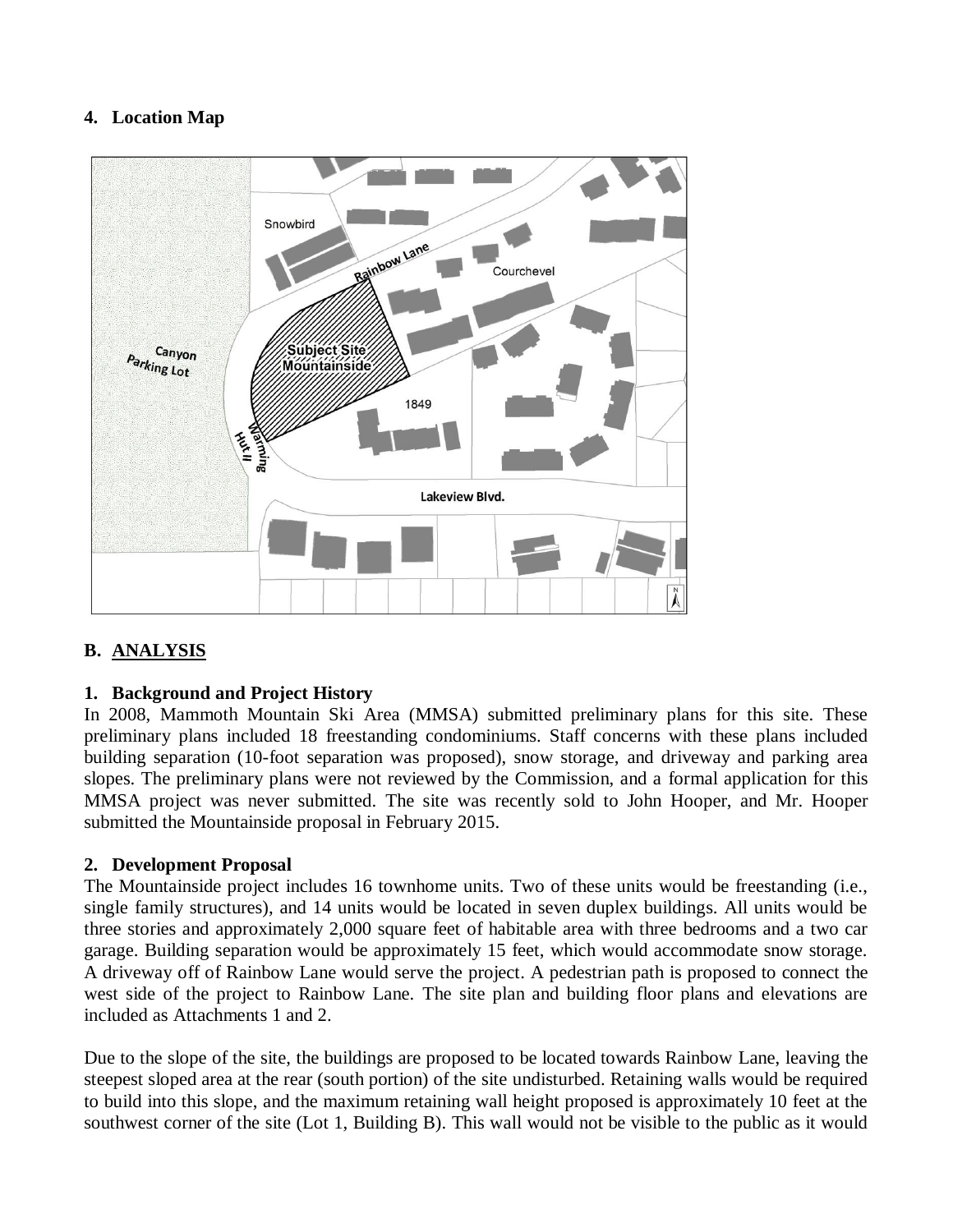## 4. Location Map

## B. ANALYSIS

### 1. Background and Project History

In 2008, Mammoth Mountain Ski Area (MMSA) submitted preliminary plans for this site. These preliminary plans included 18 freestanding condominiums. Staff concerns with these plans included building separation (10-foot separation was proposed), snow storage, and driveway and parking area slopes. The preliminary plans were not reviewed by the Commission, and a formal application for this MMSA project was never submitted. The site was recently sold to John Hooper, and Mr. Hooper submitted the Mountainside proposal in February 2015.

### 2. Development Proposal

The Mountainside project includes 16 townhome units. Two of these units would be freestanding (i.e., single family structures), and 14 units would be located in seven duplex buildings. All units would be three stories and approximately 2,000 square feet of habitable area with three bedrooms and a two car garage. Building separation would be approximately 15 feet, which would accommodate snow storage. A driveway off of Rainbow Lane would serve the project. A pedestrian path is proposed to connect the west side of the project to Rainbow Lane. The site plan and building floor plans and elevations are included as Attachments 1 and 2.

Due to the slope of the site, the buildings are proposed to be located towards Rainbow Lane, leaving the steepest sloped area at the rear (south portion) of the site undisturbed. Retaining walls would be required to build into this slope, and the maximum retaining wall height proposed is approximately 10 feet at the southwest corner of the site (Lot 1, Building B). This wall would not be visible to the public as it would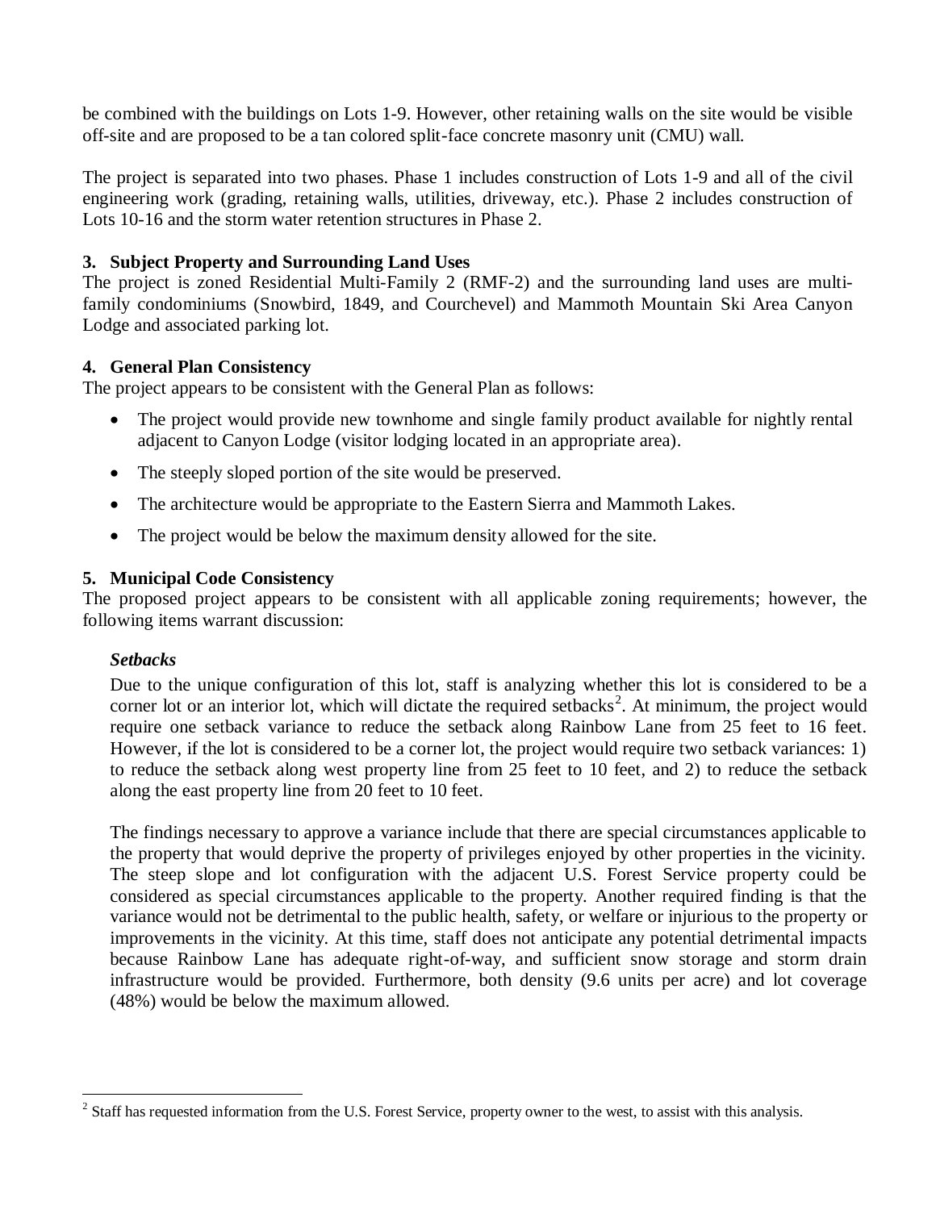be combined with the buildings on Lots 1-9. However, other retaining walls on the site would be visible off-site and are proposed to be a tan colored split-face concrete masonry unit (CMU) wall.

The project is separated into two phases. Phase 1 includes construction of Lots 1-9 and all of the civil engineering work (grading, retaining walls, utilities, driveway, etc.). Phase 2 includes construction of Lots 10-16 and the storm water retention structures in Phase 2.

### 3. Subject Property and Surrounding Land Uses

The project is zoned Residential Multi-Family 2 (RMF-2) and the surrounding land uses are multi-family condominiums (Snowbird, 1849, and Courchevel) and Mammoth Mountain Ski Area Canyon Lodge and associated parking lot.

### 4. General Plan Consistency

The project appears to be consistent with the General Plan as follows:

- The project would provide new townhome and single family product available for nightly rental adjacent to Canyon Lodge (visitor lodging located in an appropriate area).
- The steeply sloped portion of the site would be preserved.
- The architecture would be appropriate to the Eastern Sierra and Mammoth Lakes.
- The project would be below the maximum density allowed for the site.

### 5. Municipal Code Consistency

The proposed project appears to be consistent with all applicable zoning requirements; however, the following items warrant discussion:

***Setbacks***

Due to the unique configuration of this lot, staff is analyzing whether this lot is considered to be a corner lot or an interior lot, which will dictate the required setbacks[2]. At minimum, the project would require one setback variance to reduce the setback along Rainbow Lane from 25 feet to 16 feet. However, if the lot is considered to be a corner lot, the project would require two setback variances: 1) to reduce the setback along west property line from 25 feet to 10 feet, and 2) to reduce the setback along the east property line from 20 feet to 10 feet.

The findings necessary to approve a variance include that there are special circumstances applicable to the property that would deprive the property of privileges enjoyed by other properties in the vicinity. The steep slope and lot configuration with the adjacent U.S. Forest Service property could be considered as special circumstances applicable to the property. Another required finding is that the variance would not be detrimental to the public health, safety, or welfare or injurious to the property or improvements in the vicinity. At this time, staff does not anticipate any potential detrimental impacts because Rainbow Lane has adequate right-of-way, and sufficient snow storage and storm drain infrastructure would be provided. Furthermore, both density (9.6 units per acre) and lot coverage (48%) would be below the maximum allowed.

[2] Staff has requested information from the U.S. Forest Service, property owner to the west, to assist with this analysis.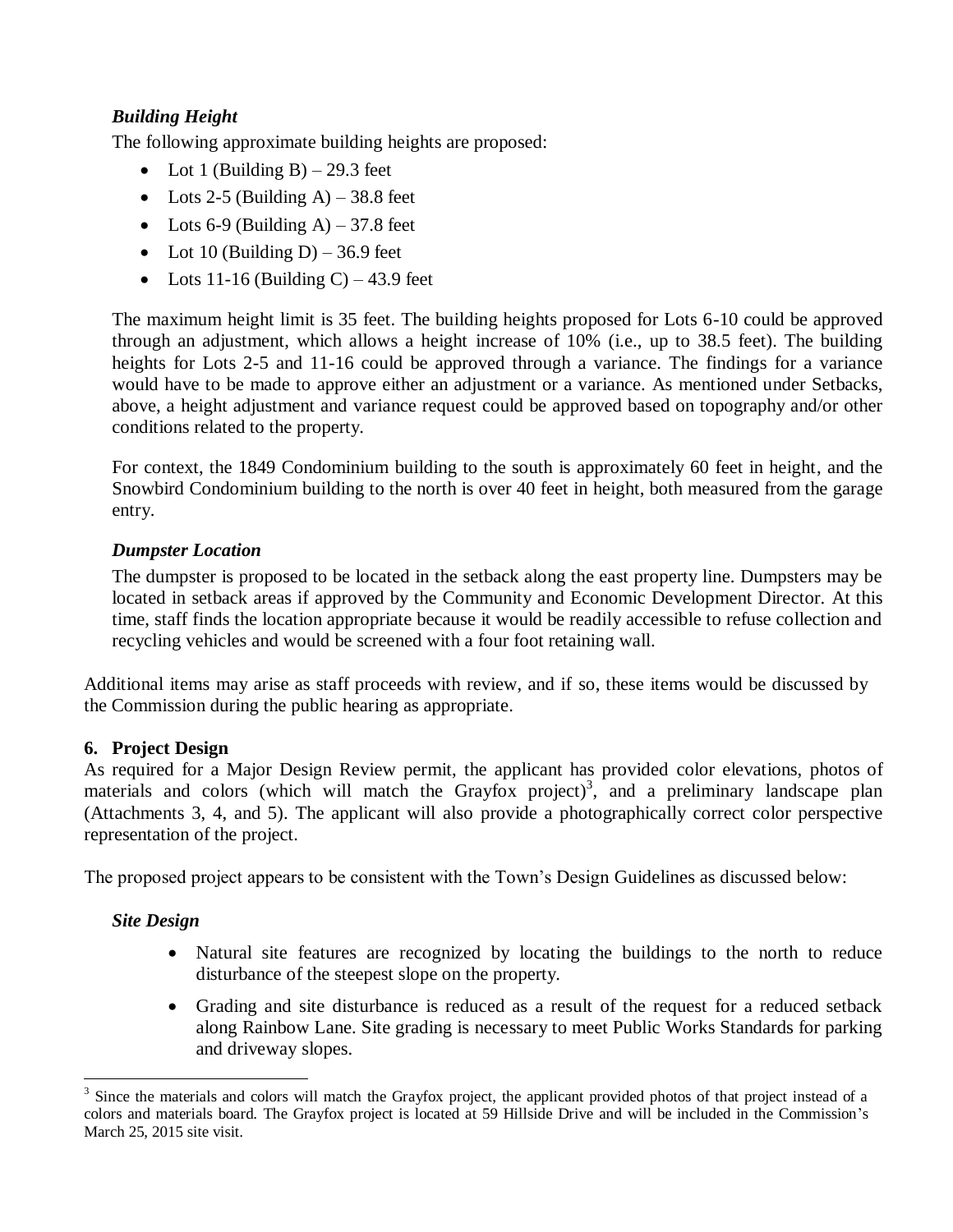*Building Height*

The following approximate building heights are proposed:

- Lot 1 (Building B) – 29.3 feet
- Lots 2-5 (Building A) – 38.8 feet
- Lots 6-9 (Building A) – 37.8 feet
- Lot 10 (Building D) – 36.9 feet
- Lots 11-16 (Building C) – 43.9 feet

The maximum height limit is 35 feet. The building heights proposed for Lots 6-10 could be approved through an adjustment, which allows a height increase of 10% (i.e., up to 38.5 feet). The building heights for Lots 2-5 and 11-16 could be approved through a variance. The findings for a variance would have to be made to approve either an adjustment or a variance. As mentioned under Setbacks, above, a height adjustment and variance request could be approved based on topography and/or other conditions related to the property.

For context, the 1849 Condominium building to the south is approximately 60 feet in height, and the Snowbird Condominium building to the north is over 40 feet in height, both measured from the garage entry.

*Dumpster Location*

The dumpster is proposed to be located in the setback along the east property line. Dumpsters may be located in setback areas if approved by the Community and Economic Development Director. At this time, staff finds the location appropriate because it would be readily accessible to refuse collection and recycling vehicles and would be screened with a four foot retaining wall.

Additional items may arise as staff proceeds with review, and if so, these items would be discussed by the Commission during the public hearing as appropriate.

**6. Project Design**

As required for a Major Design Review permit, the applicant has provided color elevations, photos of materials and colors (which will match the Grayfox project)[3], and a preliminary landscape plan (Attachments 3, 4, and 5). The applicant will also provide a photographically correct color perspective representation of the project.

The proposed project appears to be consistent with the Town's Design Guidelines as discussed below:

*Site Design*

- Natural site features are recognized by locating the buildings to the north to reduce disturbance of the steepest slope on the property.
- Grading and site disturbance is reduced as a result of the request for a reduced setback along Rainbow Lane. Site grading is necessary to meet Public Works Standards for parking and driveway slopes.

[3] Since the materials and colors will match the Grayfox project, the applicant provided photos of that project instead of a colors and materials board. The Grayfox project is located at 59 Hillside Drive and will be included in the Commission's March 25, 2015 site visit.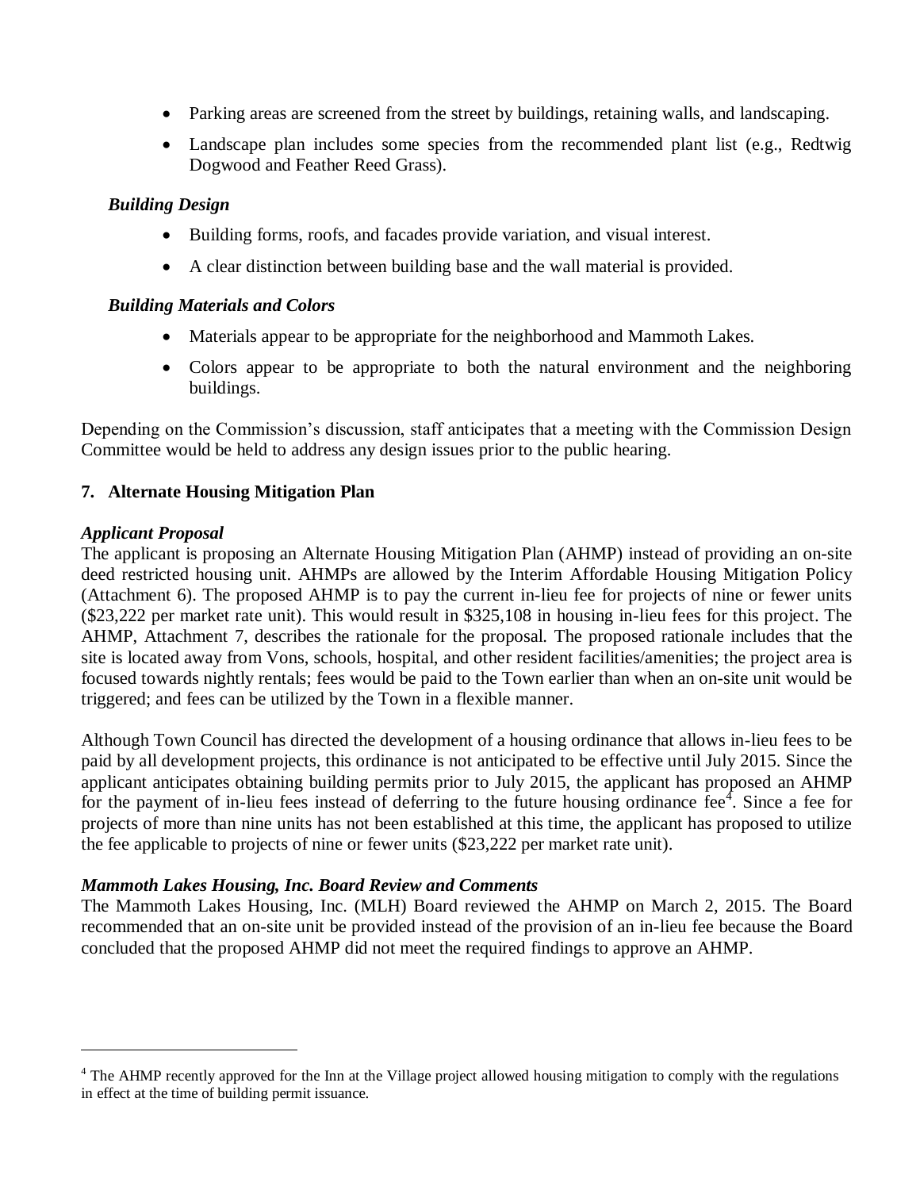- Parking areas are screened from the street by buildings, retaining walls, and landscaping.
- Landscape plan includes some species from the recommended plant list (e.g., Redtwig Dogwood and Feather Reed Grass).

*Building Design*

- Building forms, roofs, and facades provide variation, and visual interest.
- A clear distinction between building base and the wall material is provided.

*Building Materials and Colors*

- Materials appear to be appropriate for the neighborhood and Mammoth Lakes.
- Colors appear to be appropriate to both the natural environment and the neighboring buildings.

Depending on the Commission's discussion, staff anticipates that a meeting with the Commission Design Committee would be held to address any design issues prior to the public hearing.

**7. Alternate Housing Mitigation Plan**

*Applicant Proposal*

The applicant is proposing an Alternate Housing Mitigation Plan (AHMP) instead of providing an on-site deed restricted housing unit. AHMPs are allowed by the Interim Affordable Housing Mitigation Policy (Attachment 6). The proposed AHMP is to pay the current in-lieu fee for projects of nine or fewer units ($23,222 per market rate unit). This would result in $325,108 in housing in-lieu fees for this project. The AHMP, Attachment 7, describes the rationale for the proposal. The proposed rationale includes that the site is located away from Vons, schools, hospital, and other resident facilities/amenities; the project area is focused towards nightly rentals; fees would be paid to the Town earlier than when an on-site unit would be triggered; and fees can be utilized by the Town in a flexible manner.

Although Town Council has directed the development of a housing ordinance that allows in-lieu fees to be paid by all development projects, this ordinance is not anticipated to be effective until July 2015. Since the applicant anticipates obtaining building permits prior to July 2015, the applicant has proposed an AHMP for the payment of in-lieu fees instead of deferring to the future housing ordinance fee[4]. Since a fee for projects of more than nine units has not been established at this time, the applicant has proposed to utilize the fee applicable to projects of nine or fewer units ($23,222 per market rate unit).

*Mammoth Lakes Housing, Inc. Board Review and Comments*

The Mammoth Lakes Housing, Inc. (MLH) Board reviewed the AHMP on March 2, 2015. The Board recommended that an on-site unit be provided instead of the provision of an in-lieu fee because the Board concluded that the proposed AHMP did not meet the required findings to approve an AHMP.

---

[4] The AHMP recently approved for the Inn at the Village project allowed housing mitigation to comply with the regulations in effect at the time of building permit issuance.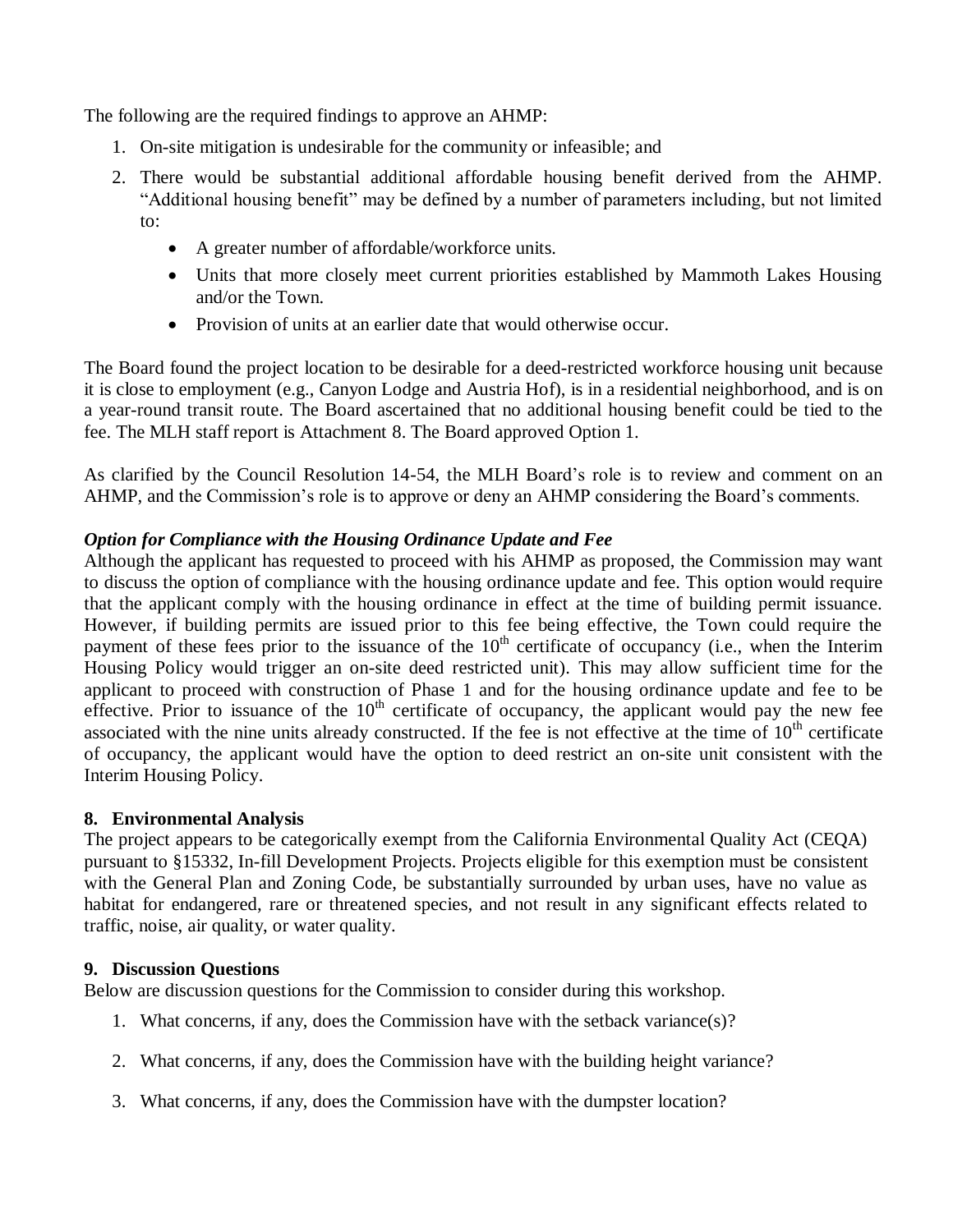The following are the required findings to approve an AHMP:

1. On-site mitigation is undesirable for the community or infeasible; and
2. There would be substantial additional affordable housing benefit derived from the AHMP. “Additional housing benefit” may be defined by a number of parameters including, but not limited to:
   - A greater number of affordable/workforce units.
   - Units that more closely meet current priorities established by Mammoth Lakes Housing and/or the Town.
   - Provision of units at an earlier date that would otherwise occur.

The Board found the project location to be desirable for a deed-restricted workforce housing unit because it is close to employment (e.g., Canyon Lodge and Austria Hof), is in a residential neighborhood, and is on a year-round transit route. The Board ascertained that no additional housing benefit could be tied to the fee. The MLH staff report is Attachment 8. The Board approved Option 1.

As clarified by the Council Resolution 14-54, the MLH Board’s role is to review and comment on an AHMP, and the Commission’s role is to approve or deny an AHMP considering the Board’s comments.

***Option for Compliance with the Housing Ordinance Update and Fee***

Although the applicant has requested to proceed with his AHMP as proposed, the Commission may want to discuss the option of compliance with the housing ordinance update and fee. This option would require that the applicant comply with the housing ordinance in effect at the time of building permit issuance. However, if building permits are issued prior to this fee being effective, the Town could require the payment of these fees prior to the issuance of the 10th certificate of occupancy (i.e., when the Interim Housing Policy would trigger an on-site deed restricted unit). This may allow sufficient time for the applicant to proceed with construction of Phase 1 and for the housing ordinance update and fee to be effective. Prior to issuance of the 10th certificate of occupancy, the applicant would pay the new fee associated with the nine units already constructed. If the fee is not effective at the time of 10th certificate of occupancy, the applicant would have the option to deed restrict an on-site unit consistent with the Interim Housing Policy.

**8. Environmental Analysis**

The project appears to be categorically exempt from the California Environmental Quality Act (CEQA) pursuant to §15332, In-fill Development Projects. Projects eligible for this exemption must be consistent with the General Plan and Zoning Code, be substantially surrounded by urban uses, have no value as habitat for endangered, rare or threatened species, and not result in any significant effects related to traffic, noise, air quality, or water quality.

**9. Discussion Questions**

Below are discussion questions for the Commission to consider during this workshop.

1. What concerns, if any, does the Commission have with the setback variance(s)?
2. What concerns, if any, does the Commission have with the building height variance?
3. What concerns, if any, does the Commission have with the dumpster location?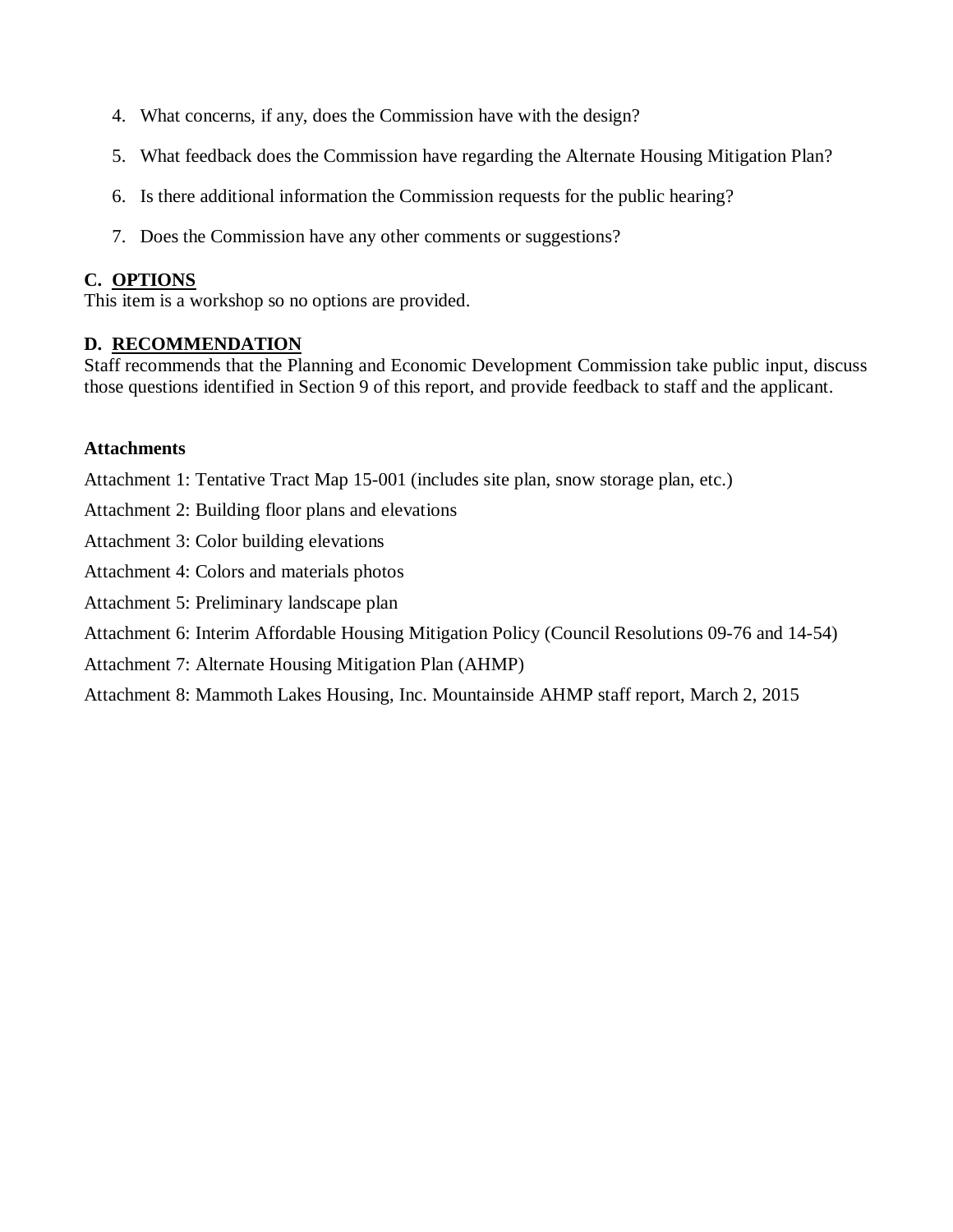4. What concerns, if any, does the Commission have with the design?
5. What feedback does the Commission have regarding the Alternate Housing Mitigation Plan?
6. Is there additional information the Commission requests for the public hearing?
7. Does the Commission have any other comments or suggestions?

## C. OPTIONS

This item is a workshop so no options are provided.

## D. RECOMMENDATION

Staff recommends that the Planning and Economic Development Commission take public input, discuss those questions identified in Section 9 of this report, and provide feedback to staff and the applicant.

**Attachments**

Attachment 1: Tentative Tract Map 15-001 (includes site plan, snow storage plan, etc.)

Attachment 2: Building floor plans and elevations

Attachment 3: Color building elevations

Attachment 4: Colors and materials photos

Attachment 5: Preliminary landscape plan

Attachment 6: Interim Affordable Housing Mitigation Policy (Council Resolutions 09-76 and 14-54)

Attachment 7: Alternate Housing Mitigation Plan (AHMP)

Attachment 8: Mammoth Lakes Housing, Inc. Mountainside AHMP staff report, March 2, 2015